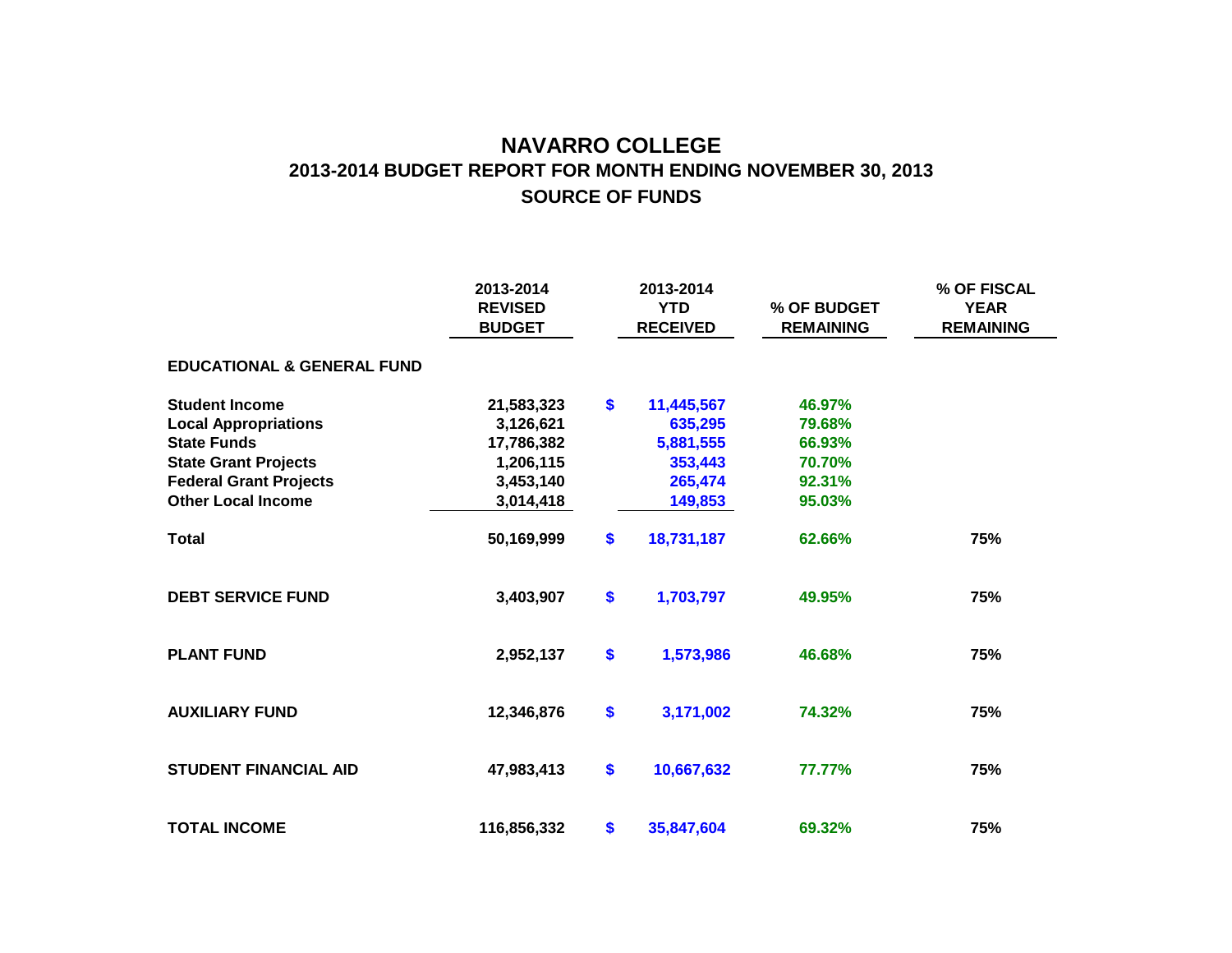# NAVARRO COLLEGE

## 2013-2014 BUDGET REPORT FOR MONTH ENDING NOVEMBER 30, 2013

## SOURCE OF FUNDS

| | 2013-2014 REVISED BUDGET | | 2013-2014 YTD RECEIVED | % OF BUDGET REMAINING | % OF FISCAL YEAR REMAINING |
|---|---|---|---|---|---|
| **EDUCATIONAL & GENERAL FUND** | | | | | |
| **Student Income** | 21,583,323 | $ | 11,445,567 | 46.97% | |
| **Local Appropriations** | 3,126,621 | | 635,295 | 79.68% | |
| **State Funds** | 17,786,382 | | 5,881,555 | 66.93% | |
| **State Grant Projects** | 1,206,115 | | 353,443 | 70.70% | |
| **Federal Grant Projects** | 3,453,140 | | 265,474 | 92.31% | |
| **Other Local Income** | 3,014,418 | | 149,853 | 95.03% | |
| **Total** | 50,169,999 | $ | 18,731,187 | 62.66% | 75% |
| **DEBT SERVICE FUND** | 3,403,907 | $ | 1,703,797 | 49.95% | 75% |
| **PLANT FUND** | 2,952,137 | $ | 1,573,986 | 46.68% | 75% |
| **AUXILIARY FUND** | 12,346,876 | $ | 3,171,002 | 74.32% | 75% |
| **STUDENT FINANCIAL AID** | 47,983,413 | $ | 10,667,632 | 77.77% | 75% |
| **TOTAL INCOME** | 116,856,332 | $ | 35,847,604 | 69.32% | 75% |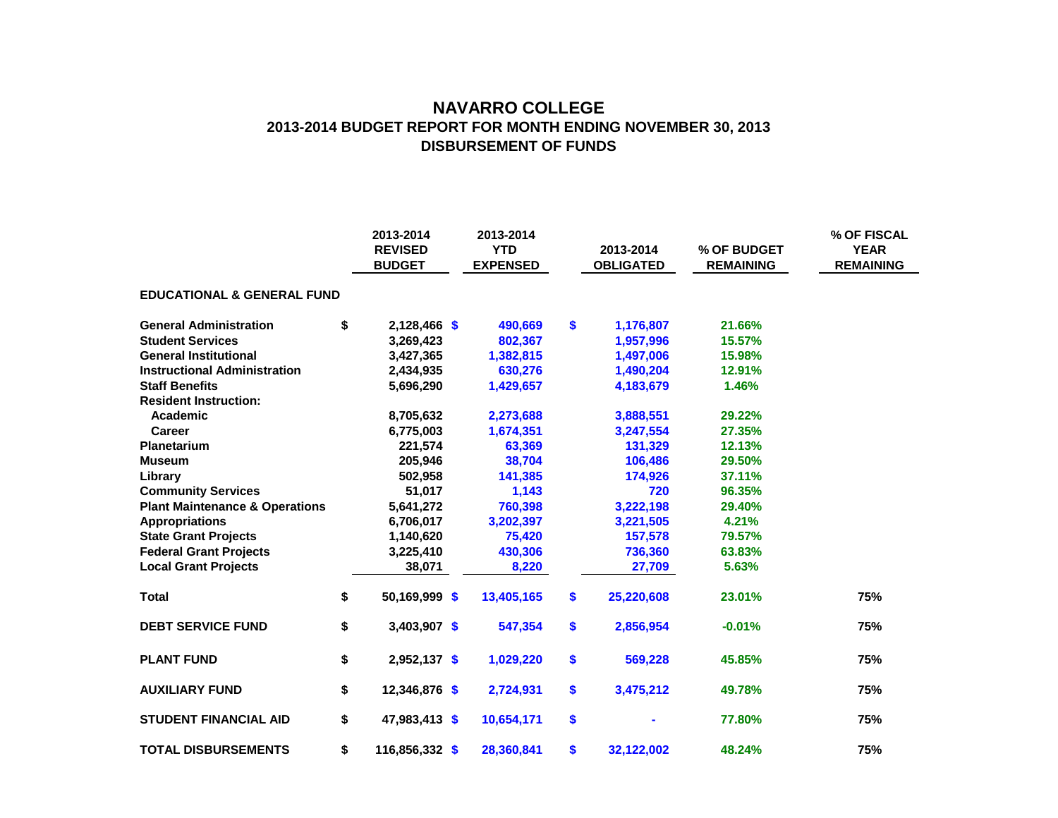# NAVARRO COLLEGE

## 2013-2014 BUDGET REPORT FOR MONTH ENDING NOVEMBER 30, 2013

## DISBURSEMENT OF FUNDS

| | 2013-2014 REVISED BUDGET | 2013-2014 YTD EXPENSED | 2013-2014 OBLIGATED | % OF BUDGET REMAINING | % OF FISCAL YEAR REMAINING |
|---|---|---|---|---|---|
| **EDUCATIONAL & GENERAL FUND** | | | | | |
| General Administration | $ 2,128,466 | $ 490,669 | $ 1,176,807 | 21.66% | |
| Student Services | 3,269,423 | 802,367 | 1,957,996 | 15.57% | |
| General Institutional | 3,427,365 | 1,382,815 | 1,497,006 | 15.98% | |
| Instructional Administration | 2,434,935 | 630,276 | 1,490,204 | 12.91% | |
| Staff Benefits | 5,696,290 | 1,429,657 | 4,183,679 | 1.46% | |
| Resident Instruction: | | | | | |
| Academic | 8,705,632 | 2,273,688 | 3,888,551 | 29.22% | |
| Career | 6,775,003 | 1,674,351 | 3,247,554 | 27.35% | |
| Planetarium | 221,574 | 63,369 | 131,329 | 12.13% | |
| Museum | 205,946 | 38,704 | 106,486 | 29.50% | |
| Library | 502,958 | 141,385 | 174,926 | 37.11% | |
| Community Services | 51,017 | 1,143 | 720 | 96.35% | |
| Plant Maintenance & Operations | 5,641,272 | 760,398 | 3,222,198 | 29.40% | |
| Appropriations | 6,706,017 | 3,202,397 | 3,221,505 | 4.21% | |
| State Grant Projects | 1,140,620 | 75,420 | 157,578 | 79.57% | |
| Federal Grant Projects | 3,225,410 | 430,306 | 736,360 | 63.83% | |
| Local Grant Projects | 38,071 | 8,220 | 27,709 | 5.63% | |
| **Total** | $ 50,169,999 | $ 13,405,165 | $ 25,220,608 | 23.01% | 75% |
| **DEBT SERVICE FUND** | $ 3,403,907 | $ 547,354 | $ 2,856,954 | -0.01% | 75% |
| **PLANT FUND** | $ 2,952,137 | $ 1,029,220 | $ 569,228 | 45.85% | 75% |
| **AUXILIARY FUND** | $ 12,346,876 | $ 2,724,931 | $ 3,475,212 | 49.78% | 75% |
| **STUDENT FINANCIAL AID** | $ 47,983,413 | $ 10,654,171 | $ - | 77.80% | 75% |
| **TOTAL DISBURSEMENTS** | $ 116,856,332 | $ 28,360,841 | $ 32,122,002 | 48.24% | 75% |